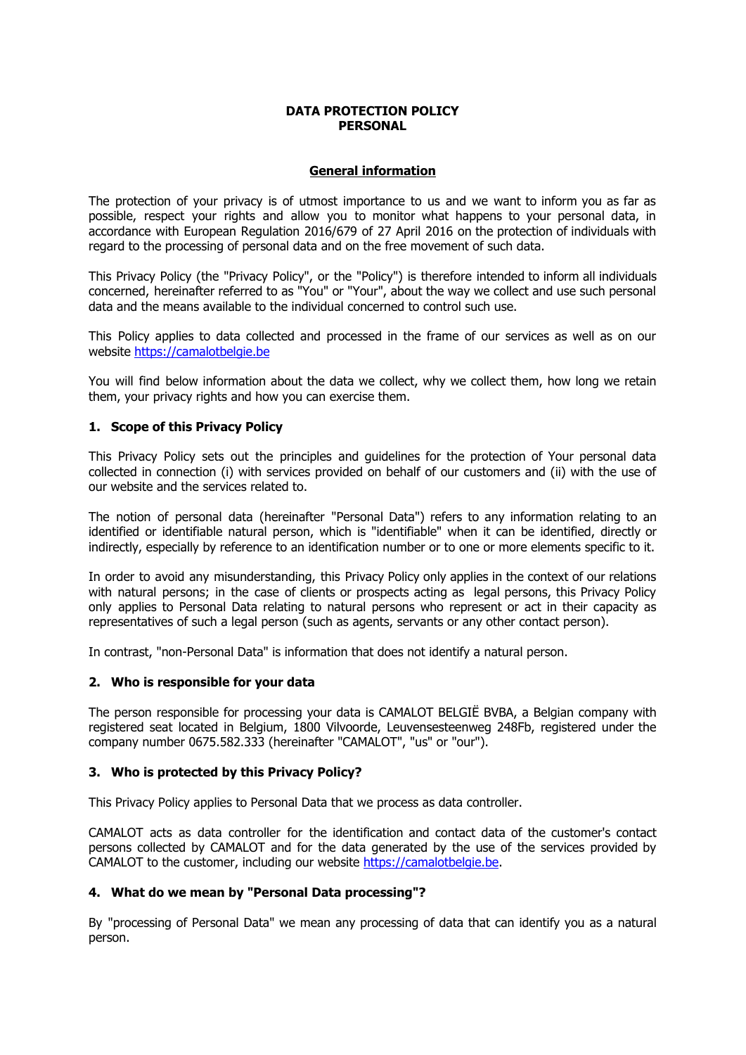# DATA PROTECTION POLICY
# PERSONAL

## General information

The protection of your privacy is of utmost importance to us and we want to inform you as far as possible, respect your rights and allow you to monitor what happens to your personal data, in accordance with European Regulation 2016/679 of 27 April 2016 on the protection of individuals with regard to the processing of personal data and on the free movement of such data.

This Privacy Policy (the "Privacy Policy", or the "Policy") is therefore intended to inform all individuals concerned, hereinafter referred to as "You" or "Your", about the way we collect and use such personal data and the means available to the individual concerned to control such use.

This Policy applies to data collected and processed in the frame of our services as well as on our website https://camalotbelgie.be

You will find below information about the data we collect, why we collect them, how long we retain them, your privacy rights and how you can exercise them.

### 1. Scope of this Privacy Policy

This Privacy Policy sets out the principles and guidelines for the protection of Your personal data collected in connection (i) with services provided on behalf of our customers and (ii) with the use of our website and the services related to.

The notion of personal data (hereinafter "Personal Data") refers to any information relating to an identified or identifiable natural person, which is "identifiable" when it can be identified, directly or indirectly, especially by reference to an identification number or to one or more elements specific to it.

In order to avoid any misunderstanding, this Privacy Policy only applies in the context of our relations with natural persons; in the case of clients or prospects acting as legal persons, this Privacy Policy only applies to Personal Data relating to natural persons who represent or act in their capacity as representatives of such a legal person (such as agents, servants or any other contact person).

In contrast, "non-Personal Data" is information that does not identify a natural person.

### 2. Who is responsible for your data

The person responsible for processing your data is CAMALOT BELGIË BVBA, a Belgian company with registered seat located in Belgium, 1800 Vilvoorde, Leuvensesteenweg 248Fb, registered under the company number 0675.582.333 (hereinafter "CAMALOT", "us" or "our").

### 3. Who is protected by this Privacy Policy?

This Privacy Policy applies to Personal Data that we process as data controller.

CAMALOT acts as data controller for the identification and contact data of the customer's contact persons collected by CAMALOT and for the data generated by the use of the services provided by CAMALOT to the customer, including our website https://camalotbelgie.be.

### 4. What do we mean by "Personal Data processing"?

By "processing of Personal Data" we mean any processing of data that can identify you as a natural person.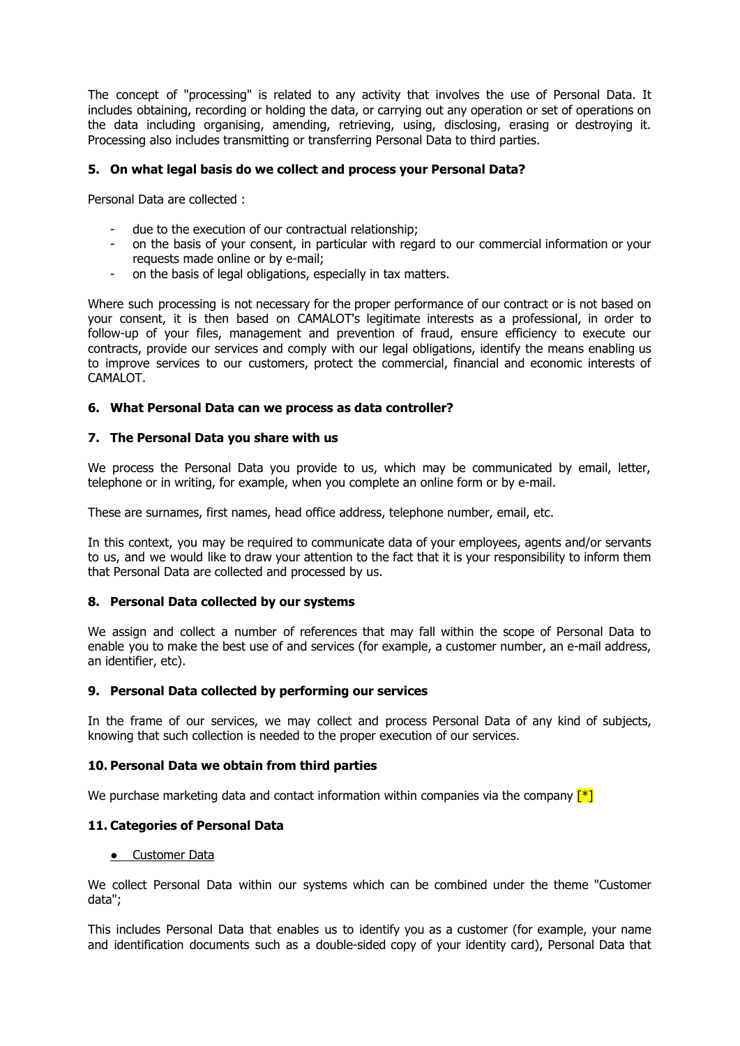The concept of "processing" is related to any activity that involves the use of Personal Data. It includes obtaining, recording or holding the data, or carrying out any operation or set of operations on the data including organising, amending, retrieving, using, disclosing, erasing or destroying it. Processing also includes transmitting or transferring Personal Data to third parties.

### 5. On what legal basis do we collect and process your Personal Data?

Personal Data are collected :

- due to the execution of our contractual relationship;
- on the basis of your consent, in particular with regard to our commercial information or your requests made online or by e-mail;
- on the basis of legal obligations, especially in tax matters.

Where such processing is not necessary for the proper performance of our contract or is not based on your consent, it is then based on CAMALOT's legitimate interests as a professional, in order to follow-up of your files, management and prevention of fraud, ensure efficiency to execute our contracts, provide our services and comply with our legal obligations, identify the means enabling us to improve services to our customers, protect the commercial, financial and economic interests of CAMALOT.

### 6. What Personal Data can we process as data controller?

### 7. The Personal Data you share with us

We process the Personal Data you provide to us, which may be communicated by email, letter, telephone or in writing, for example, when you complete an online form or by e-mail.

These are surnames, first names, head office address, telephone number, email, etc.

In this context, you may be required to communicate data of your employees, agents and/or servants to us, and we would like to draw your attention to the fact that it is your responsibility to inform them that Personal Data are collected and processed by us.

### 8. Personal Data collected by our systems

We assign and collect a number of references that may fall within the scope of Personal Data to enable you to make the best use of and services (for example, a customer number, an e-mail address, an identifier, etc).

### 9. Personal Data collected by performing our services

In the frame of our services, we may collect and process Personal Data of any kind of subjects, knowing that such collection is needed to the proper execution of our services.

### 10. Personal Data we obtain from third parties

We purchase marketing data and contact information within companies via the company [*]

### 11. Categories of Personal Data

- Customer Data

We collect Personal Data within our systems which can be combined under the theme "Customer data";

This includes Personal Data that enables us to identify you as a customer (for example, your name and identification documents such as a double-sided copy of your identity card), Personal Data that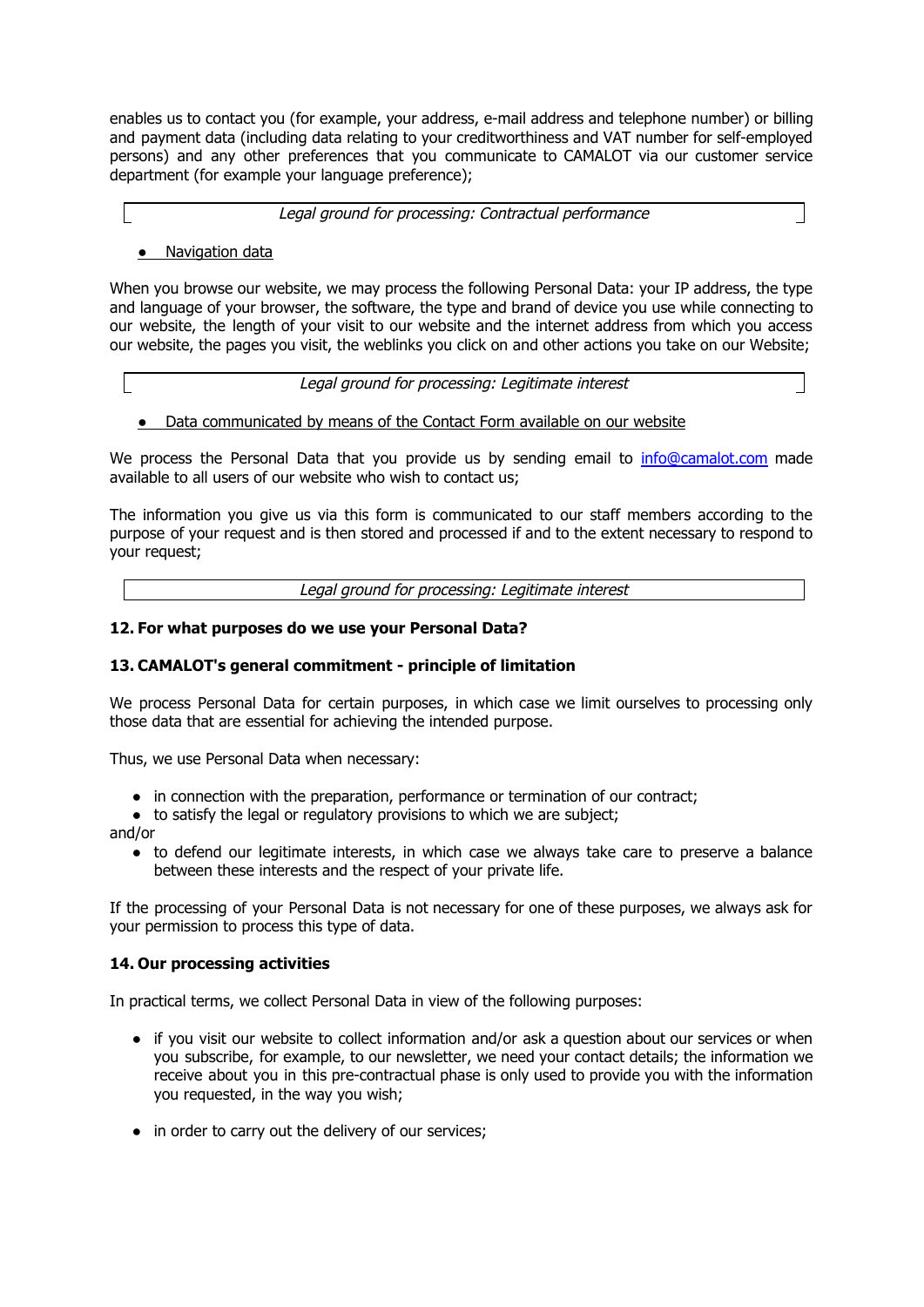enables us to contact you (for example, your address, e-mail address and telephone number) or billing and payment data (including data relating to your creditworthiness and VAT number for self-employed persons) and any other preferences that you communicate to CAMALOT via our customer service department (for example your language preference);

| *Legal ground for processing: Contractual performance* |
| --- |

- Navigation data

When you browse our website, we may process the following Personal Data: your IP address, the type and language of your browser, the software, the type and brand of device you use while connecting to our website, the length of your visit to our website and the internet address from which you access our website, the pages you visit, the weblinks you click on and other actions you take on our Website;

| *Legal ground for processing: Legitimate interest* |
| --- |

- Data communicated by means of the Contact Form available on our website

We process the Personal Data that you provide us by sending email to [info@camalot.com](mailto:info@camalot.com) made available to all users of our website who wish to contact us;

The information you give us via this form is communicated to our staff members according to the purpose of your request and is then stored and processed if and to the extent necessary to respond to your request;

| *Legal ground for processing: Legitimate interest* |
| --- |

## 12. For what purposes do we use your Personal Data?

## 13. CAMALOT's general commitment - principle of limitation

We process Personal Data for certain purposes, in which case we limit ourselves to processing only those data that are essential for achieving the intended purpose.

Thus, we use Personal Data when necessary:

- in connection with the preparation, performance or termination of our contract;
- to satisfy the legal or regulatory provisions to which we are subject;

and/or

- to defend our legitimate interests, in which case we always take care to preserve a balance between these interests and the respect of your private life.

If the processing of your Personal Data is not necessary for one of these purposes, we always ask for your permission to process this type of data.

## 14. Our processing activities

In practical terms, we collect Personal Data in view of the following purposes:

- if you visit our website to collect information and/or ask a question about our services or when you subscribe, for example, to our newsletter, we need your contact details; the information we receive about you in this pre-contractual phase is only used to provide you with the information you requested, in the way you wish;
- in order to carry out the delivery of our services;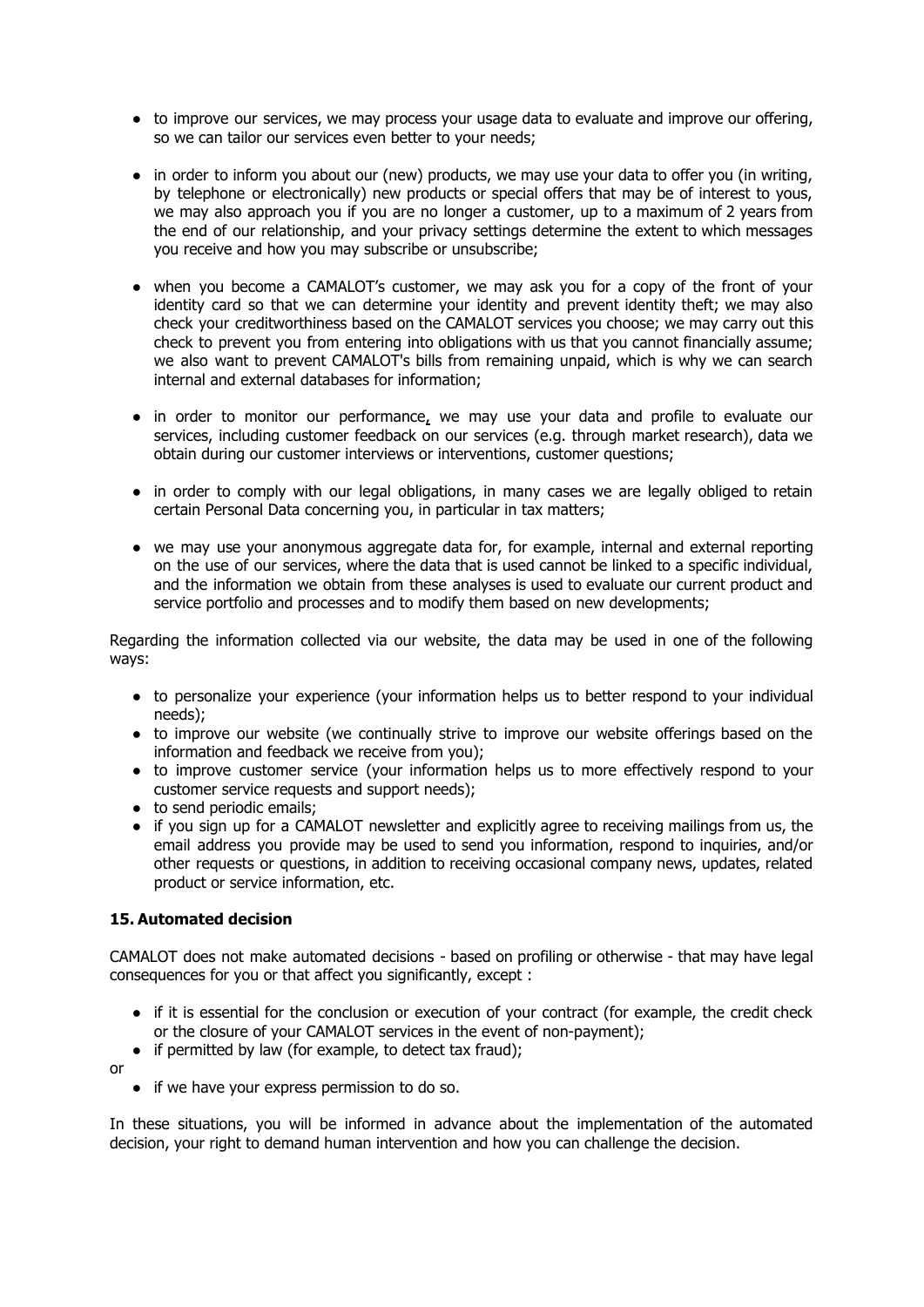- to improve our services, we may process your usage data to evaluate and improve our offering, so we can tailor our services even better to your needs;

- in order to inform you about our (new) products, we may use your data to offer you (in writing, by telephone or electronically) new products or special offers that may be of interest to yous, we may also approach you if you are no longer a customer, up to a maximum of 2 years from the end of our relationship, and your privacy settings determine the extent to which messages you receive and how you may subscribe or unsubscribe;

- when you become a CAMALOT's customer, we may ask you for a copy of the front of your identity card so that we can determine your identity and prevent identity theft; we may also check your creditworthiness based on the CAMALOT services you choose; we may carry out this check to prevent you from entering into obligations with us that you cannot financially assume; we also want to prevent CAMALOT's bills from remaining unpaid, which is why we can search internal and external databases for information;

- in order to monitor our performance, we may use your data and profile to evaluate our services, including customer feedback on our services (e.g. through market research), data we obtain during our customer interviews or interventions, customer questions;

- in order to comply with our legal obligations, in many cases we are legally obliged to retain certain Personal Data concerning you, in particular in tax matters;

- we may use your anonymous aggregate data for, for example, internal and external reporting on the use of our services, where the data that is used cannot be linked to a specific individual, and the information we obtain from these analyses is used to evaluate our current product and service portfolio and processes and to modify them based on new developments;

Regarding the information collected via our website, the data may be used in one of the following ways:

- to personalize your experience (your information helps us to better respond to your individual needs);
- to improve our website (we continually strive to improve our website offerings based on the information and feedback we receive from you);
- to improve customer service (your information helps us to more effectively respond to your customer service requests and support needs);
- to send periodic emails;
- if you sign up for a CAMALOT newsletter and explicitly agree to receiving mailings from us, the email address you provide may be used to send you information, respond to inquiries, and/or other requests or questions, in addition to receiving occasional company news, updates, related product or service information, etc.

### 15. Automated decision

CAMALOT does not make automated decisions - based on profiling or otherwise - that may have legal consequences for you or that affect you significantly, except :

- if it is essential for the conclusion or execution of your contract (for example, the credit check or the closure of your CAMALOT services in the event of non-payment);
- if permitted by law (for example, to detect tax fraud);

or

- if we have your express permission to do so.

In these situations, you will be informed in advance about the implementation of the automated decision, your right to demand human intervention and how you can challenge the decision.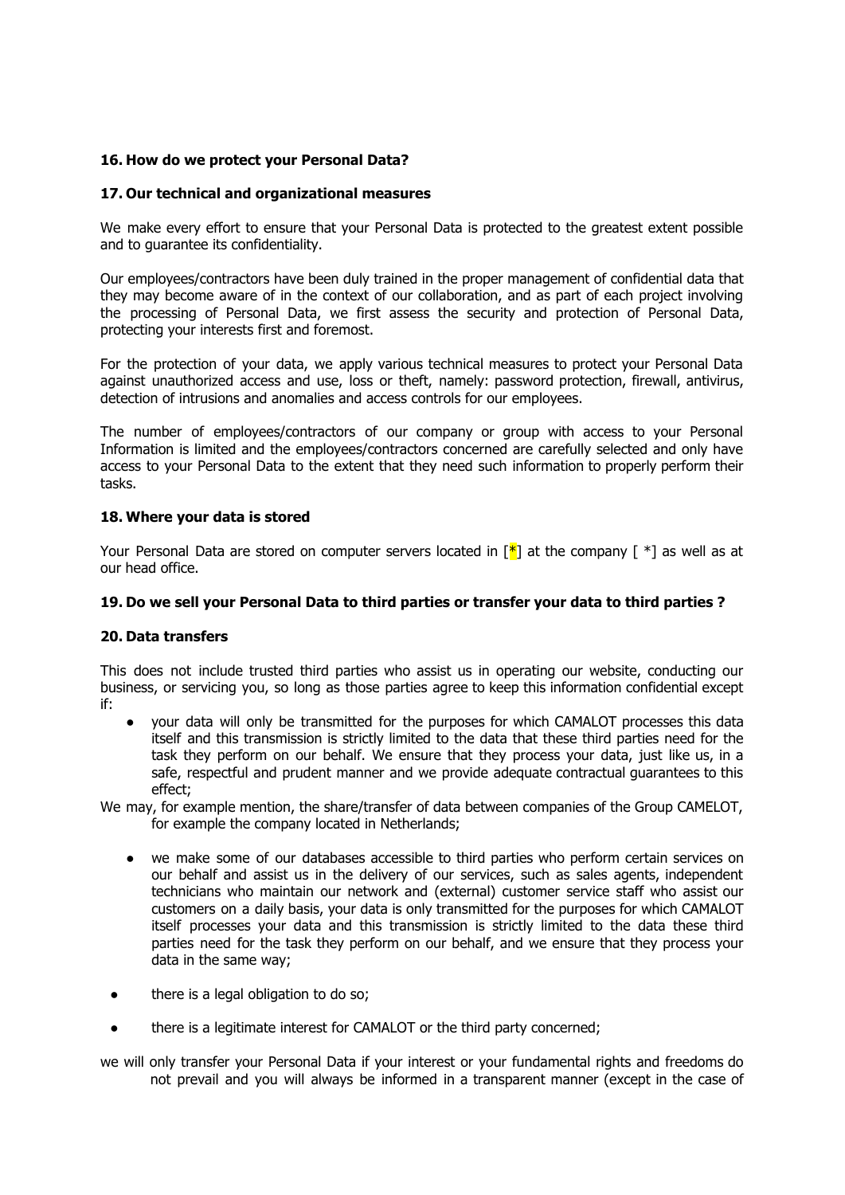## 16. How do we protect your Personal Data?

## 17. Our technical and organizational measures

We make every effort to ensure that your Personal Data is protected to the greatest extent possible and to guarantee its confidentiality.

Our employees/contractors have been duly trained in the proper management of confidential data that they may become aware of in the context of our collaboration, and as part of each project involving the processing of Personal Data, we first assess the security and protection of Personal Data, protecting your interests first and foremost.

For the protection of your data, we apply various technical measures to protect your Personal Data against unauthorized access and use, loss or theft, namely: password protection, firewall, antivirus, detection of intrusions and anomalies and access controls for our employees.

The number of employees/contractors of our company or group with access to your Personal Information is limited and the employees/contractors concerned are carefully selected and only have access to your Personal Data to the extent that they need such information to properly perform their tasks.

## 18. Where your data is stored

Your Personal Data are stored on computer servers located in [*] at the company [ *] as well as at our head office.

## 19. Do we sell your Personal Data to third parties or transfer your data to third parties ?

## 20. Data transfers

This does not include trusted third parties who assist us in operating our website, conducting our business, or servicing you, so long as those parties agree to keep this information confidential except if:

- your data will only be transmitted for the purposes for which CAMALOT processes this data itself and this transmission is strictly limited to the data that these third parties need for the task they perform on our behalf. We ensure that they process your data, just like us, in a safe, respectful and prudent manner and we provide adequate contractual guarantees to this effect;

We may, for example mention, the share/transfer of data between companies of the Group CAMELOT, for example the company located in Netherlands;

- we make some of our databases accessible to third parties who perform certain services on our behalf and assist us in the delivery of our services, such as sales agents, independent technicians who maintain our network and (external) customer service staff who assist our customers on a daily basis, your data is only transmitted for the purposes for which CAMALOT itself processes your data and this transmission is strictly limited to the data these third parties need for the task they perform on our behalf, and we ensure that they process your data in the same way;
- there is a legal obligation to do so;
- there is a legitimate interest for CAMALOT or the third party concerned;

we will only transfer your Personal Data if your interest or your fundamental rights and freedoms do not prevail and you will always be informed in a transparent manner (except in the case of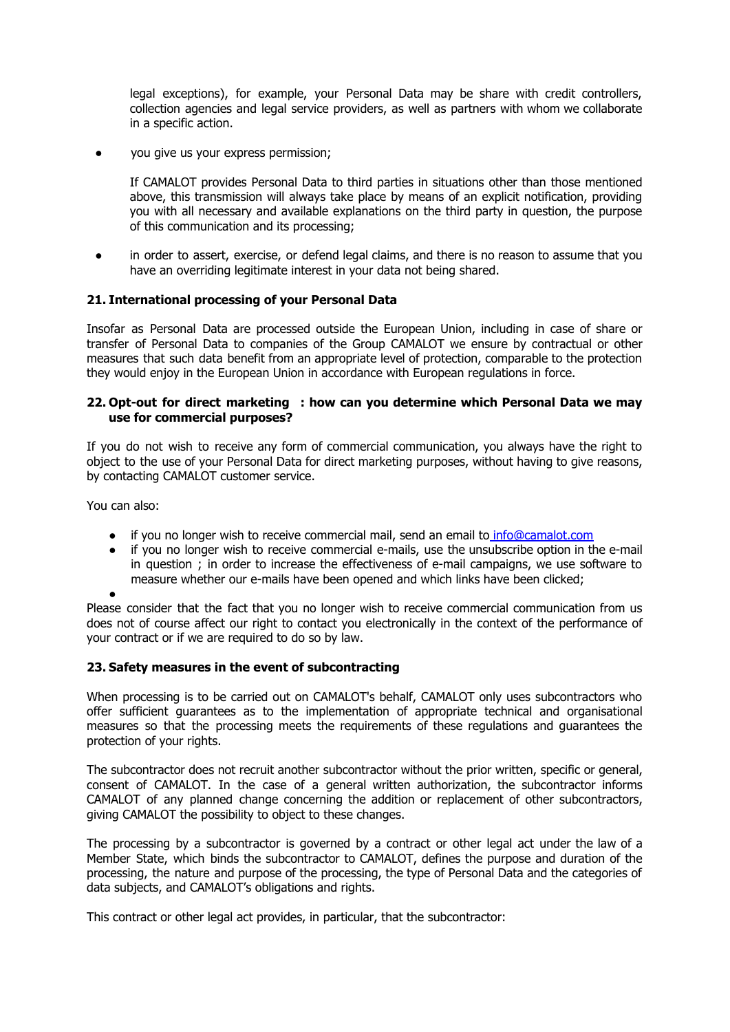legal exceptions), for example, your Personal Data may be share with credit controllers, collection agencies and legal service providers, as well as partners with whom we collaborate in a specific action.

- you give us your express permission;

  If CAMALOT provides Personal Data to third parties in situations other than those mentioned above, this transmission will always take place by means of an explicit notification, providing you with all necessary and available explanations on the third party in question, the purpose of this communication and its processing;

- in order to assert, exercise, or defend legal claims, and there is no reason to assume that you have an overriding legitimate interest in your data not being shared.

## 21. International processing of your Personal Data

Insofar as Personal Data are processed outside the European Union, including in case of share or transfer of Personal Data to companies of the Group CAMALOT we ensure by contractual or other measures that such data benefit from an appropriate level of protection, comparable to the protection they would enjoy in the European Union in accordance with European regulations in force.

## 22. Opt-out for direct marketing : how can you determine which Personal Data we may use for commercial purposes?

If you do not wish to receive any form of commercial communication, you always have the right to object to the use of your Personal Data for direct marketing purposes, without having to give reasons, by contacting CAMALOT customer service.

You can also:

- if you no longer wish to receive commercial mail, send an email to info@camalot.com
- if you no longer wish to receive commercial e-mails, use the unsubscribe option in the e-mail in question ; in order to increase the effectiveness of e-mail campaigns, we use software to measure whether our e-mails have been opened and which links have been clicked;
-

Please consider that the fact that you no longer wish to receive commercial communication from us does not of course affect our right to contact you electronically in the context of the performance of your contract or if we are required to do so by law.

## 23. Safety measures in the event of subcontracting

When processing is to be carried out on CAMALOT's behalf, CAMALOT only uses subcontractors who offer sufficient guarantees as to the implementation of appropriate technical and organisational measures so that the processing meets the requirements of these regulations and guarantees the protection of your rights.

The subcontractor does not recruit another subcontractor without the prior written, specific or general, consent of CAMALOT. In the case of a general written authorization, the subcontractor informs CAMALOT of any planned change concerning the addition or replacement of other subcontractors, giving CAMALOT the possibility to object to these changes.

The processing by a subcontractor is governed by a contract or other legal act under the law of a Member State, which binds the subcontractor to CAMALOT, defines the purpose and duration of the processing, the nature and purpose of the processing, the type of Personal Data and the categories of data subjects, and CAMALOT's obligations and rights.

This contract or other legal act provides, in particular, that the subcontractor: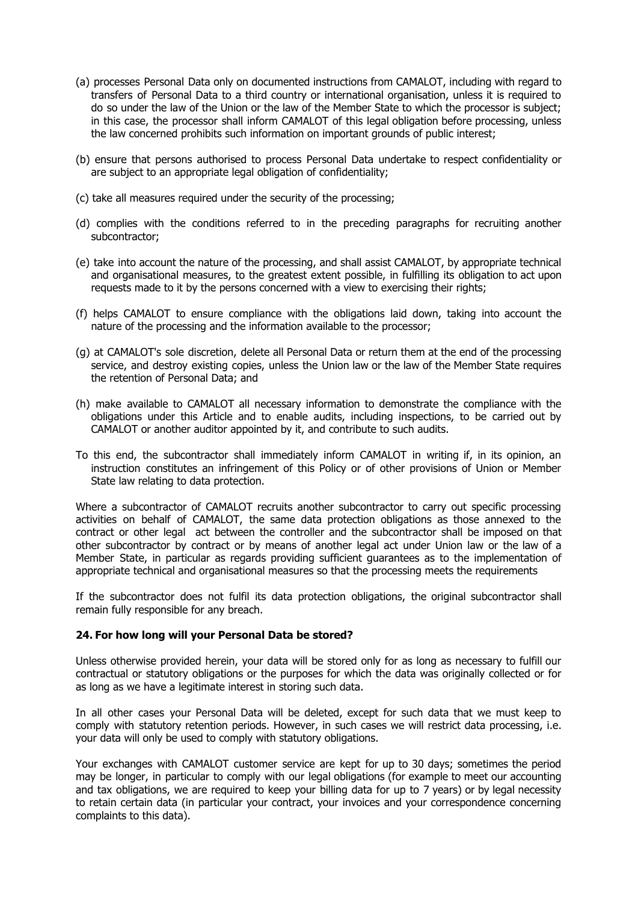(a) processes Personal Data only on documented instructions from CAMALOT, including with regard to transfers of Personal Data to a third country or international organisation, unless it is required to do so under the law of the Union or the law of the Member State to which the processor is subject; in this case, the processor shall inform CAMALOT of this legal obligation before processing, unless the law concerned prohibits such information on important grounds of public interest;

(b) ensure that persons authorised to process Personal Data undertake to respect confidentiality or are subject to an appropriate legal obligation of confidentiality;

(c) take all measures required under the security of the processing;

(d) complies with the conditions referred to in the preceding paragraphs for recruiting another subcontractor;

(e) take into account the nature of the processing, and shall assist CAMALOT, by appropriate technical and organisational measures, to the greatest extent possible, in fulfilling its obligation to act upon requests made to it by the persons concerned with a view to exercising their rights;

(f) helps CAMALOT to ensure compliance with the obligations laid down, taking into account the nature of the processing and the information available to the processor;

(g) at CAMALOT's sole discretion, delete all Personal Data or return them at the end of the processing service, and destroy existing copies, unless the Union law or the law of the Member State requires the retention of Personal Data; and

(h) make available to CAMALOT all necessary information to demonstrate the compliance with the obligations under this Article and to enable audits, including inspections, to be carried out by CAMALOT or another auditor appointed by it, and contribute to such audits.

To this end, the subcontractor shall immediately inform CAMALOT in writing if, in its opinion, an instruction constitutes an infringement of this Policy or of other provisions of Union or Member State law relating to data protection.

Where a subcontractor of CAMALOT recruits another subcontractor to carry out specific processing activities on behalf of CAMALOT, the same data protection obligations as those annexed to the contract or other legal act between the controller and the subcontractor shall be imposed on that other subcontractor by contract or by means of another legal act under Union law or the law of a Member State, in particular as regards providing sufficient guarantees as to the implementation of appropriate technical and organisational measures so that the processing meets the requirements

If the subcontractor does not fulfil its data protection obligations, the original subcontractor shall remain fully responsible for any breach.

## 24. For how long will your Personal Data be stored?

Unless otherwise provided herein, your data will be stored only for as long as necessary to fulfill our contractual or statutory obligations or the purposes for which the data was originally collected or for as long as we have a legitimate interest in storing such data.

In all other cases your Personal Data will be deleted, except for such data that we must keep to comply with statutory retention periods. However, in such cases we will restrict data processing, i.e. your data will only be used to comply with statutory obligations.

Your exchanges with CAMALOT customer service are kept for up to 30 days; sometimes the period may be longer, in particular to comply with our legal obligations (for example to meet our accounting and tax obligations, we are required to keep your billing data for up to 7 years) or by legal necessity to retain certain data (in particular your contract, your invoices and your correspondence concerning complaints to this data).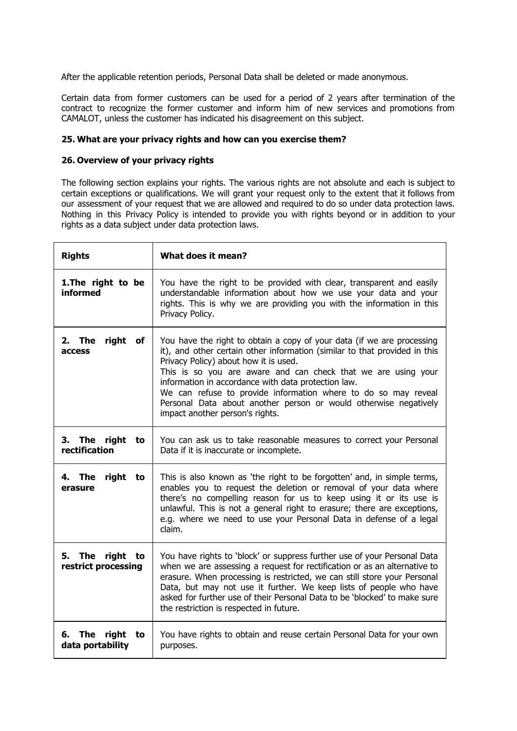After the applicable retention periods, Personal Data shall be deleted or made anonymous.

Certain data from former customers can be used for a period of 2 years after termination of the contract to recognize the former customer and inform him of new services and promotions from CAMALOT, unless the customer has indicated his disagreement on this subject.

## 25. What are your privacy rights and how can you exercise them?

## 26. Overview of your privacy rights

The following section explains your rights. The various rights are not absolute and each is subject to certain exceptions or qualifications. We will grant your request only to the extent that it follows from our assessment of your request that we are allowed and required to do so under data protection laws. Nothing in this Privacy Policy is intended to provide you with rights beyond or in addition to your rights as a data subject under data protection laws.

| **Rights** | **What does it mean?** |
| --- | --- |
| **1.The right to be informed** | You have the right to be provided with clear, transparent and easily understandable information about how we use your data and your rights. This is why we are providing you with the information in this Privacy Policy. |
| **2. The right of access** | You have the right to obtain a copy of your data (if we are processing it), and other certain other information (similar to that provided in this Privacy Policy) about how it is used.<br>This is so you are aware and can check that we are using your information in accordance with data protection law.<br>We can refuse to provide information where to do so may reveal Personal Data about another person or would otherwise negatively impact another person's rights. |
| **3. The right to rectification** | You can ask us to take reasonable measures to correct your Personal Data if it is inaccurate or incomplete. |
| **4. The right to erasure** | This is also known as 'the right to be forgotten' and, in simple terms, enables you to request the deletion or removal of your data where there's no compelling reason for us to keep using it or its use is unlawful. This is not a general right to erasure; there are exceptions, e.g. where we need to use your Personal Data in defense of a legal claim. |
| **5. The right to restrict processing** | You have rights to 'block' or suppress further use of your Personal Data when we are assessing a request for rectification or as an alternative to erasure. When processing is restricted, we can still store your Personal Data, but may not use it further. We keep lists of people who have asked for further use of their Personal Data to be 'blocked' to make sure the restriction is respected in future. |
| **6. The right to data portability** | You have rights to obtain and reuse certain Personal Data for your own purposes. |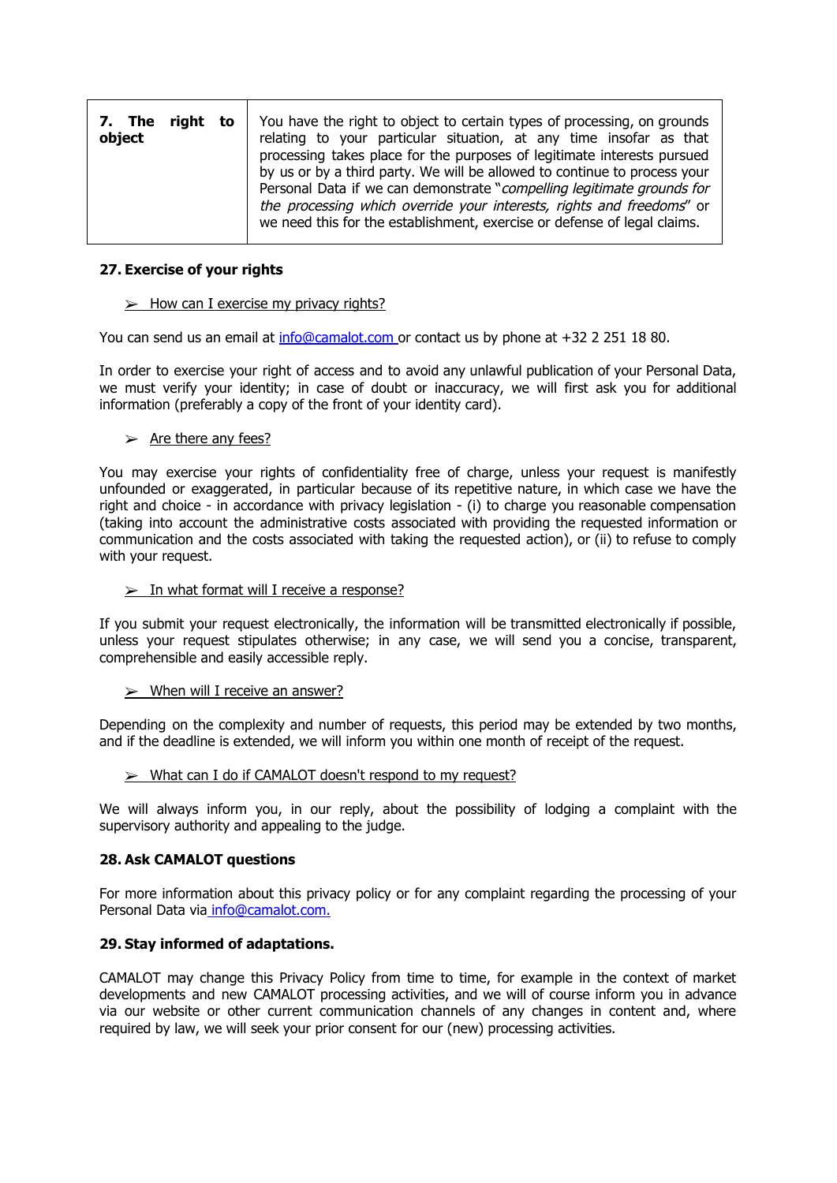| **7. The right to object** | You have the right to object to certain types of processing, on grounds relating to your particular situation, at any time insofar as that processing takes place for the purposes of legitimate interests pursued by us or by a third party. We will be allowed to continue to process your Personal Data if we can demonstrate "*compelling legitimate grounds for the processing which override your interests, rights and freedoms*" or we need this for the establishment, exercise or defense of legal claims. |
|---|---|

## 27. Exercise of your rights

➢ How can I exercise my privacy rights?

You can send us an email at info@camalot.com or contact us by phone at +32 2 251 18 80.

In order to exercise your right of access and to avoid any unlawful publication of your Personal Data, we must verify your identity; in case of doubt or inaccuracy, we will first ask you for additional information (preferably a copy of the front of your identity card).

➢ Are there any fees?

You may exercise your rights of confidentiality free of charge, unless your request is manifestly unfounded or exaggerated, in particular because of its repetitive nature, in which case we have the right and choice - in accordance with privacy legislation - (i) to charge you reasonable compensation (taking into account the administrative costs associated with providing the requested information or communication and the costs associated with taking the requested action), or (ii) to refuse to comply with your request.

➢ In what format will I receive a response?

If you submit your request electronically, the information will be transmitted electronically if possible, unless your request stipulates otherwise; in any case, we will send you a concise, transparent, comprehensible and easily accessible reply.

➢ When will I receive an answer?

Depending on the complexity and number of requests, this period may be extended by two months, and if the deadline is extended, we will inform you within one month of receipt of the request.

➢ What can I do if CAMALOT doesn't respond to my request?

We will always inform you, in our reply, about the possibility of lodging a complaint with the supervisory authority and appealing to the judge.

## 28. Ask CAMALOT questions

For more information about this privacy policy or for any complaint regarding the processing of your Personal Data via info@camalot.com.

## 29. Stay informed of adaptations.

CAMALOT may change this Privacy Policy from time to time, for example in the context of market developments and new CAMALOT processing activities, and we will of course inform you in advance via our website or other current communication channels of any changes in content and, where required by law, we will seek your prior consent for our (new) processing activities.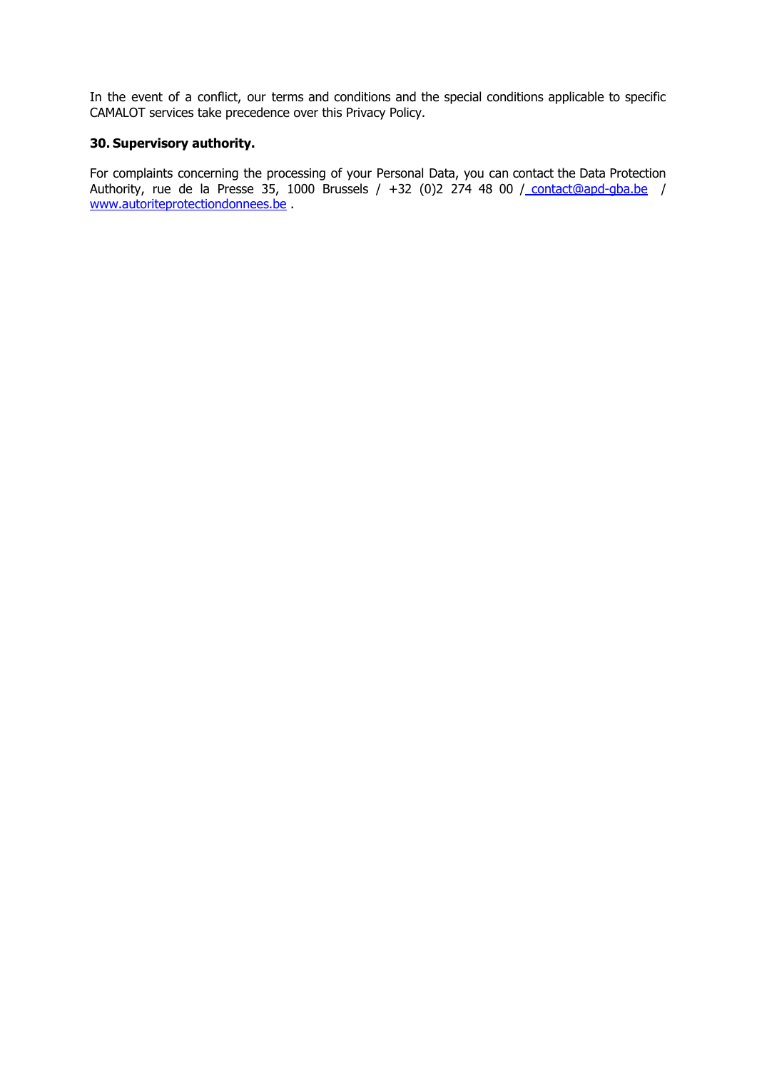In the event of a conflict, our terms and conditions and the special conditions applicable to specific CAMALOT services take precedence over this Privacy Policy.

### 30. Supervisory authority.

For complaints concerning the processing of your Personal Data, you can contact the Data Protection Authority, rue de la Presse 35, 1000 Brussels / +32 (0)2 274 48 00 / contact@apd-gba.be / www.autoriteprotectiondonnees.be .